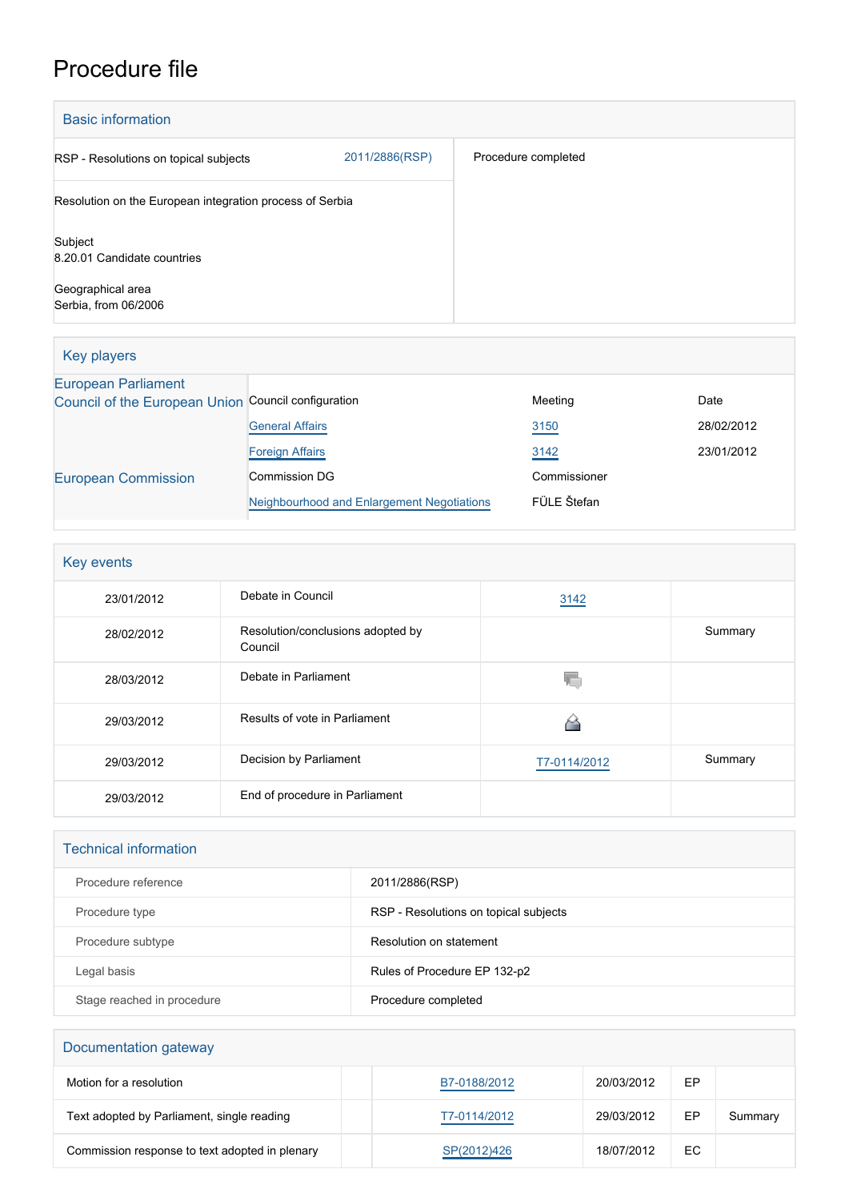# Procedure file

## Basic information

| | | |
|---|---|---|
| RSP - Resolutions on topical subjects | 2011/2886(RSP) | Procedure completed |
| Resolution on the European integration process of Serbia | | |
| Subject<br>8.20.01 Candidate countries | | |
| Geographical area<br>Serbia, from 06/2006 | | |

## Key players

| | | | |
|---|---|---|---|
| European Parliament | | | |
| Council of the European Union | Council configuration | Meeting | Date |
| | General Affairs | 3150 | 28/02/2012 |
| | Foreign Affairs | 3142 | 23/01/2012 |
| European Commission | Commission DG | Commissioner | |
| | Neighbourhood and Enlargement Negotiations | FÜLE Štefan | |

## Key events

| | | | |
|---|---|---|---|
| 23/01/2012 | Debate in Council | 3142 | |
| 28/02/2012 | Resolution/conclusions adopted by Council | | Summary |
| 28/03/2012 | Debate in Parliament | | |
| 29/03/2012 | Results of vote in Parliament | | |
| 29/03/2012 | Decision by Parliament | T7-0114/2012 | Summary |
| 29/03/2012 | End of procedure in Parliament | | |

## Technical information

| | |
|---|---|
| Procedure reference | 2011/2886(RSP) |
| Procedure type | RSP - Resolutions on topical subjects |
| Procedure subtype | Resolution on statement |
| Legal basis | Rules of Procedure EP 132-p2 |
| Stage reached in procedure | Procedure completed |

## Documentation gateway

| | | | | | |
|---|---|---|---|---|---|
| Motion for a resolution | | B7-0188/2012 | 20/03/2012 | EP | |
| Text adopted by Parliament, single reading | | T7-0114/2012 | 29/03/2012 | EP | Summary |
| Commission response to text adopted in plenary | | SP(2012)426 | 18/07/2012 | EC | |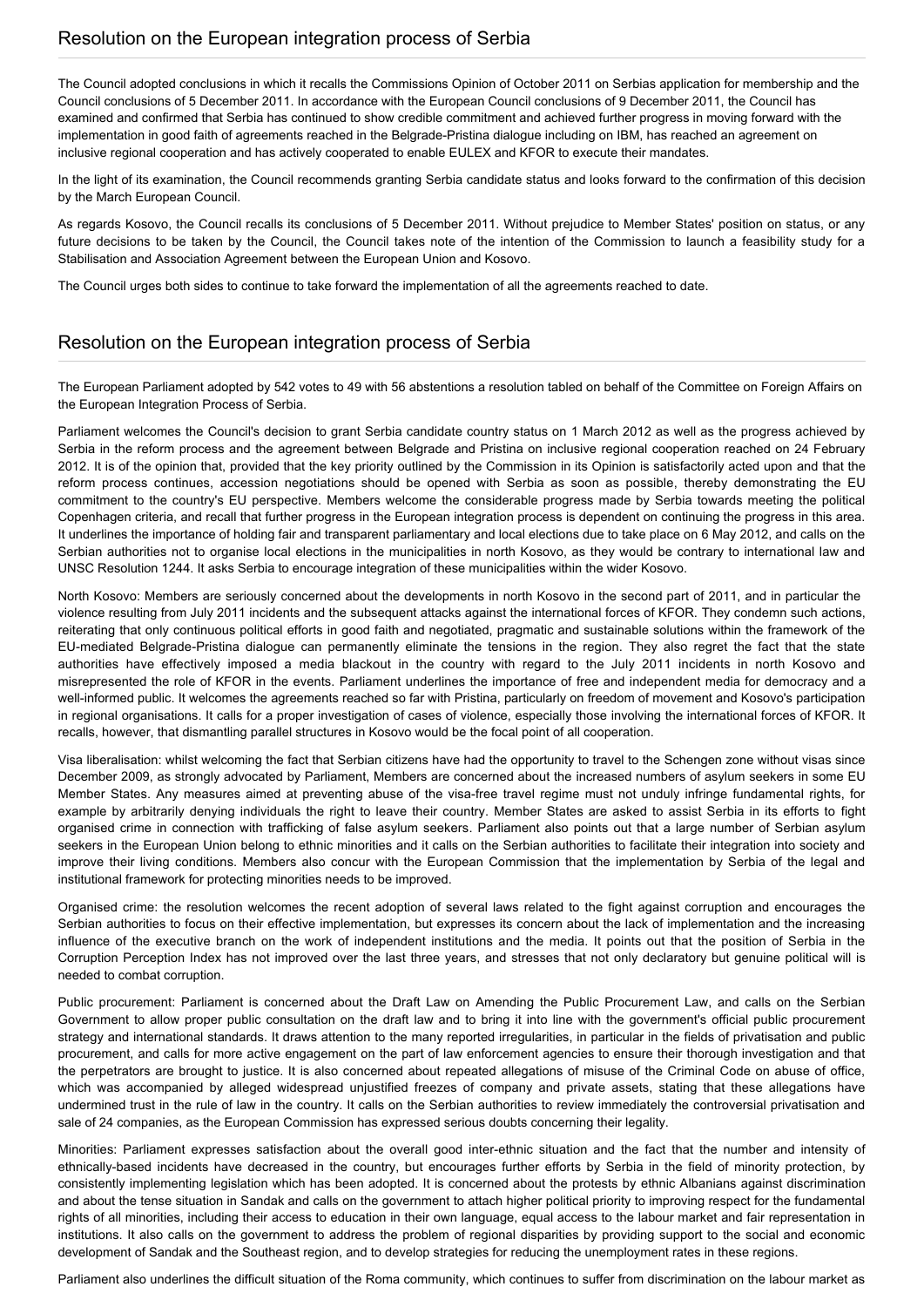## Resolution on the European integration process of Serbia

The Council adopted conclusions in which it recalls the Commissions Opinion of October 2011 on Serbias application for membership and the Council conclusions of 5 December 2011. In accordance with the European Council conclusions of 9 December 2011, the Council has examined and confirmed that Serbia has continued to show credible commitment and achieved further progress in moving forward with the implementation in good faith of agreements reached in the Belgrade-Pristina dialogue including on IBM, has reached an agreement on inclusive regional cooperation and has actively cooperated to enable EULEX and KFOR to execute their mandates.

In the light of its examination, the Council recommends granting Serbia candidate status and looks forward to the confirmation of this decision by the March European Council.

As regards Kosovo, the Council recalls its conclusions of 5 December 2011. Without prejudice to Member States' position on status, or any future decisions to be taken by the Council, the Council takes note of the intention of the Commission to launch a feasibility study for a Stabilisation and Association Agreement between the European Union and Kosovo.

The Council urges both sides to continue to take forward the implementation of all the agreements reached to date.

## Resolution on the European integration process of Serbia

The European Parliament adopted by 542 votes to 49 with 56 abstentions a resolution tabled on behalf of the Committee on Foreign Affairs on the European Integration Process of Serbia.

Parliament welcomes the Council's decision to grant Serbia candidate country status on 1 March 2012 as well as the progress achieved by Serbia in the reform process and the agreement between Belgrade and Pristina on inclusive regional cooperation reached on 24 February 2012. It is of the opinion that, provided that the key priority outlined by the Commission in its Opinion is satisfactorily acted upon and that the reform process continues, accession negotiations should be opened with Serbia as soon as possible, thereby demonstrating the EU commitment to the country's EU perspective. Members welcome the considerable progress made by Serbia towards meeting the political Copenhagen criteria, and recall that further progress in the European integration process is dependent on continuing the progress in this area. It underlines the importance of holding fair and transparent parliamentary and local elections due to take place on 6 May 2012, and calls on the Serbian authorities not to organise local elections in the municipalities in north Kosovo, as they would be contrary to international law and UNSC Resolution 1244. It asks Serbia to encourage integration of these municipalities within the wider Kosovo.

North Kosovo: Members are seriously concerned about the developments in north Kosovo in the second part of 2011, and in particular the violence resulting from July 2011 incidents and the subsequent attacks against the international forces of KFOR. They condemn such actions, reiterating that only continuous political efforts in good faith and negotiated, pragmatic and sustainable solutions within the framework of the EU-mediated Belgrade-Pristina dialogue can permanently eliminate the tensions in the region. They also regret the fact that the state authorities have effectively imposed a media blackout in the country with regard to the July 2011 incidents in north Kosovo and misrepresented the role of KFOR in the events. Parliament underlines the importance of free and independent media for democracy and a well-informed public. It welcomes the agreements reached so far with Pristina, particularly on freedom of movement and Kosovo's participation in regional organisations. It calls for a proper investigation of cases of violence, especially those involving the international forces of KFOR. It recalls, however, that dismantling parallel structures in Kosovo would be the focal point of all cooperation.

Visa liberalisation: whilst welcoming the fact that Serbian citizens have had the opportunity to travel to the Schengen zone without visas since December 2009, as strongly advocated by Parliament, Members are concerned about the increased numbers of asylum seekers in some EU Member States. Any measures aimed at preventing abuse of the visa-free travel regime must not unduly infringe fundamental rights, for example by arbitrarily denying individuals the right to leave their country. Member States are asked to assist Serbia in its efforts to fight organised crime in connection with trafficking of false asylum seekers. Parliament also points out that a large number of Serbian asylum seekers in the European Union belong to ethnic minorities and it calls on the Serbian authorities to facilitate their integration into society and improve their living conditions. Members also concur with the European Commission that the implementation by Serbia of the legal and institutional framework for protecting minorities needs to be improved.

Organised crime: the resolution welcomes the recent adoption of several laws related to the fight against corruption and encourages the Serbian authorities to focus on their effective implementation, but expresses its concern about the lack of implementation and the increasing influence of the executive branch on the work of independent institutions and the media. It points out that the position of Serbia in the Corruption Perception Index has not improved over the last three years, and stresses that not only declaratory but genuine political will is needed to combat corruption.

Public procurement: Parliament is concerned about the Draft Law on Amending the Public Procurement Law, and calls on the Serbian Government to allow proper public consultation on the draft law and to bring it into line with the government's official public procurement strategy and international standards. It draws attention to the many reported irregularities, in particular in the fields of privatisation and public procurement, and calls for more active engagement on the part of law enforcement agencies to ensure their thorough investigation and that the perpetrators are brought to justice. It is also concerned about repeated allegations of misuse of the Criminal Code on abuse of office, which was accompanied by alleged widespread unjustified freezes of company and private assets, stating that these allegations have undermined trust in the rule of law in the country. It calls on the Serbian authorities to review immediately the controversial privatisation and sale of 24 companies, as the European Commission has expressed serious doubts concerning their legality.

Minorities: Parliament expresses satisfaction about the overall good inter-ethnic situation and the fact that the number and intensity of ethnically-based incidents have decreased in the country, but encourages further efforts by Serbia in the field of minority protection, by consistently implementing legislation which has been adopted. It is concerned about the protests by ethnic Albanians against discrimination and about the tense situation in Sandak and calls on the government to attach higher political priority to improving respect for the fundamental rights of all minorities, including their access to education in their own language, equal access to the labour market and fair representation in institutions. It also calls on the government to address the problem of regional disparities by providing support to the social and economic development of Sandak and the Southeast region, and to develop strategies for reducing the unemployment rates in these regions.

Parliament also underlines the difficult situation of the Roma community, which continues to suffer from discrimination on the labour market as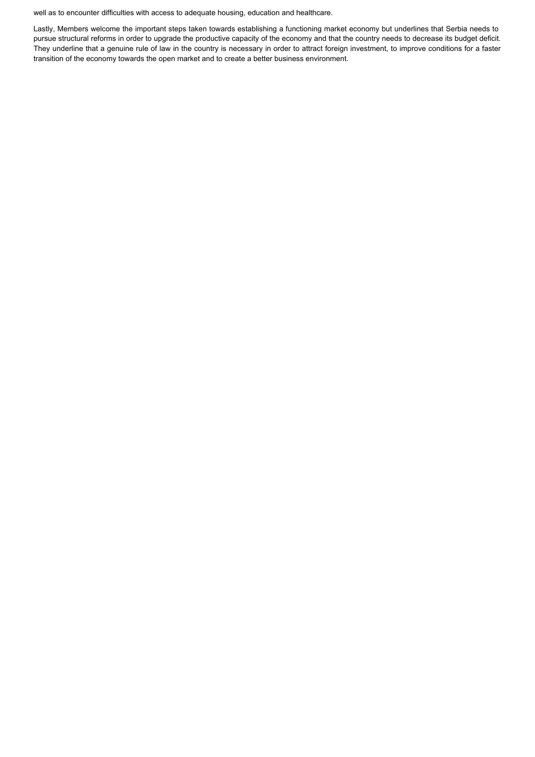well as to encounter difficulties with access to adequate housing, education and healthcare.

Lastly, Members welcome the important steps taken towards establishing a functioning market economy but underlines that Serbia needs to pursue structural reforms in order to upgrade the productive capacity of the economy and that the country needs to decrease its budget deficit. They underline that a genuine rule of law in the country is necessary in order to attract foreign investment, to improve conditions for a faster transition of the economy towards the open market and to create a better business environment.